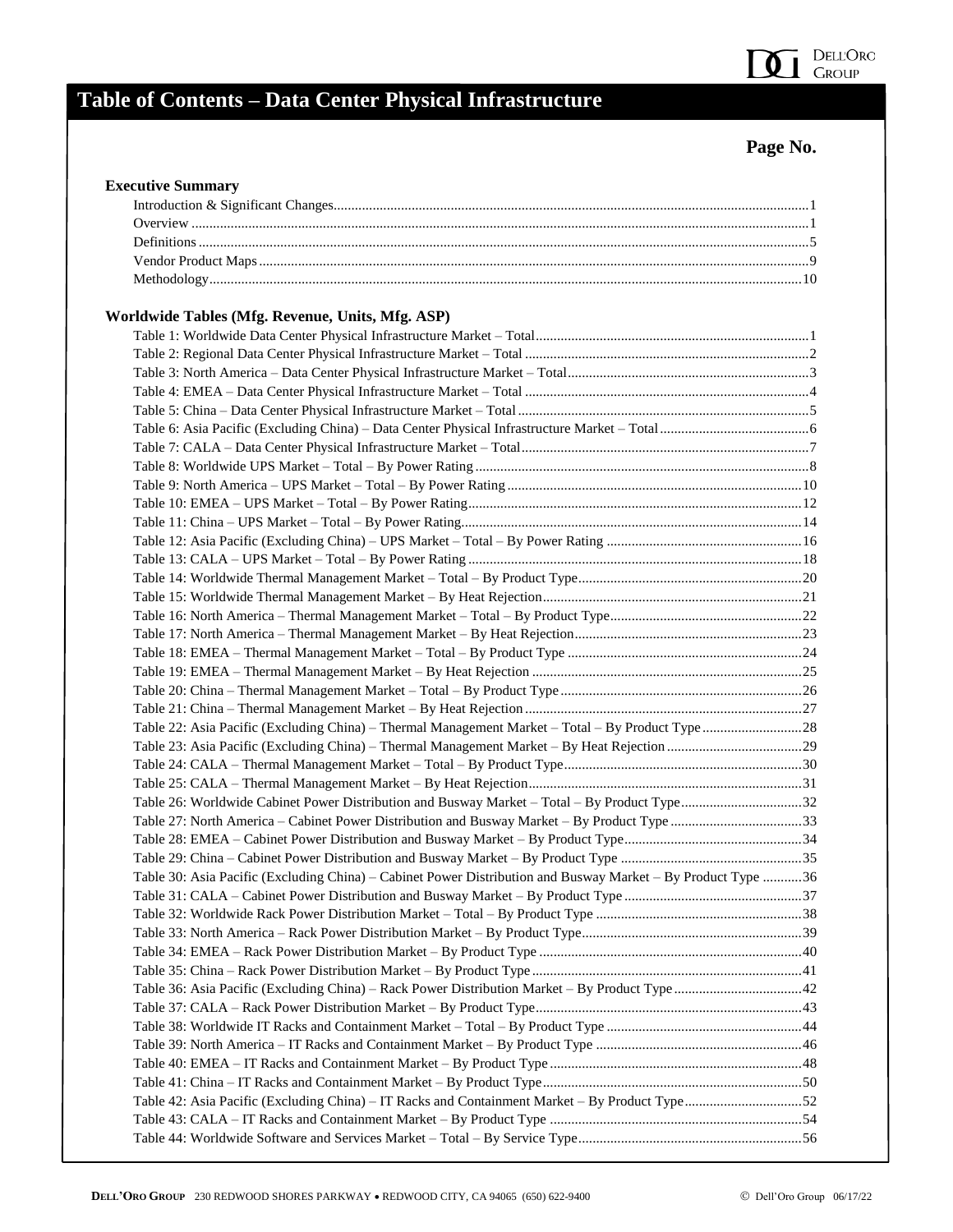# Table of Contents – Data Center Physical Infrastructure

**Page No.**

### Executive Summary

| | |
|---|---|
| Introduction & Significant Changes | 1 |
| Overview | 1 |
| Definitions | 5 |
| Vendor Product Maps | 9 |
| Methodology | 10 |

### Worldwide Tables (Mfg. Revenue, Units, Mfg. ASP)

| | |
|---|---|
| Table 1: Worldwide Data Center Physical Infrastructure Market – Total | 1 |
| Table 2: Regional Data Center Physical Infrastructure Market – Total | 2 |
| Table 3: North America – Data Center Physical Infrastructure Market – Total | 3 |
| Table 4: EMEA – Data Center Physical Infrastructure Market – Total | 4 |
| Table 5: China – Data Center Physical Infrastructure Market – Total | 5 |
| Table 6: Asia Pacific (Excluding China) – Data Center Physical Infrastructure Market – Total | 6 |
| Table 7: CALA – Data Center Physical Infrastructure Market – Total | 7 |
| Table 8: Worldwide UPS Market – Total – By Power Rating | 8 |
| Table 9: North America – UPS Market – Total – By Power Rating | 10 |
| Table 10: EMEA – UPS Market – Total – By Power Rating | 12 |
| Table 11: China – UPS Market – Total – By Power Rating | 14 |
| Table 12: Asia Pacific (Excluding China) – UPS Market – Total – By Power Rating | 16 |
| Table 13: CALA – UPS Market – Total – By Power Rating | 18 |
| Table 14: Worldwide Thermal Management Market – Total – By Product Type | 20 |
| Table 15: Worldwide Thermal Management Market – By Heat Rejection | 21 |
| Table 16: North America – Thermal Management Market – Total – By Product Type | 22 |
| Table 17: North America – Thermal Management Market – By Heat Rejection | 23 |
| Table 18: EMEA – Thermal Management Market – Total – By Product Type | 24 |
| Table 19: EMEA – Thermal Management Market – By Heat Rejection | 25 |
| Table 20: China – Thermal Management Market – Total – By Product Type | 26 |
| Table 21: China – Thermal Management Market – By Heat Rejection | 27 |
| Table 22: Asia Pacific (Excluding China) – Thermal Management Market – Total – By Product Type | 28 |
| Table 23: Asia Pacific (Excluding China) – Thermal Management Market – By Heat Rejection | 29 |
| Table 24: CALA – Thermal Management Market – Total – By Product Type | 30 |
| Table 25: CALA – Thermal Management Market – By Heat Rejection | 31 |
| Table 26: Worldwide Cabinet Power Distribution and Busway Market – Total – By Product Type | 32 |
| Table 27: North America – Cabinet Power Distribution and Busway Market – By Product Type | 33 |
| Table 28: EMEA – Cabinet Power Distribution and Busway Market – By Product Type | 34 |
| Table 29: China – Cabinet Power Distribution and Busway Market – By Product Type | 35 |
| Table 30: Asia Pacific (Excluding China) – Cabinet Power Distribution and Busway Market – By Product Type | 36 |
| Table 31: CALA – Cabinet Power Distribution and Busway Market – By Product Type | 37 |
| Table 32: Worldwide Rack Power Distribution Market – Total – By Product Type | 38 |
| Table 33: North America – Rack Power Distribution Market – By Product Type | 39 |
| Table 34: EMEA – Rack Power Distribution Market – By Product Type | 40 |
| Table 35: China – Rack Power Distribution Market – By Product Type | 41 |
| Table 36: Asia Pacific (Excluding China) – Rack Power Distribution Market – By Product Type | 42 |
| Table 37: CALA – Rack Power Distribution Market – By Product Type | 43 |
| Table 38: Worldwide IT Racks and Containment Market – Total – By Product Type | 44 |
| Table 39: North America – IT Racks and Containment Market – By Product Type | 46 |
| Table 40: EMEA – IT Racks and Containment Market – By Product Type | 48 |
| Table 41: China – IT Racks and Containment Market – By Product Type | 50 |
| Table 42: Asia Pacific (Excluding China) – IT Racks and Containment Market – By Product Type | 52 |
| Table 43: CALA – IT Racks and Containment Market – By Product Type | 54 |
| Table 44: Worldwide Software and Services Market – Total – By Service Type | 56 |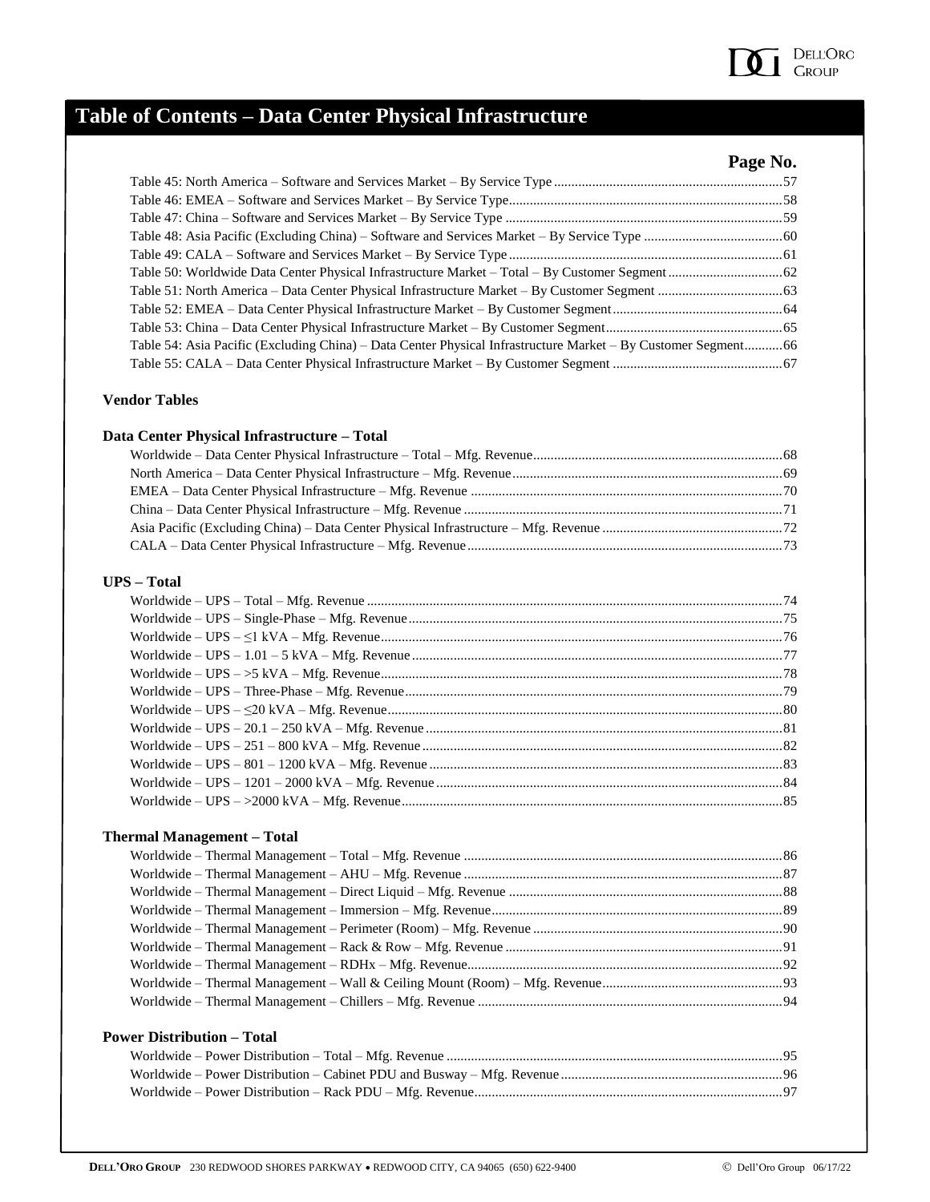# Table of Contents – Data Center Physical Infrastructure

| | Page No. |
|---|---|
| Table 45: North America – Software and Services Market – By Service Type | 57 |
| Table 46: EMEA – Software and Services Market – By Service Type | 58 |
| Table 47: China – Software and Services Market – By Service Type | 59 |
| Table 48: Asia Pacific (Excluding China) – Software and Services Market – By Service Type | 60 |
| Table 49: CALA – Software and Services Market – By Service Type | 61 |
| Table 50: Worldwide Data Center Physical Infrastructure Market – Total – By Customer Segment | 62 |
| Table 51: North America – Data Center Physical Infrastructure Market – By Customer Segment | 63 |
| Table 52: EMEA – Data Center Physical Infrastructure Market – By Customer Segment | 64 |
| Table 53: China – Data Center Physical Infrastructure Market – By Customer Segment | 65 |
| Table 54: Asia Pacific (Excluding China) – Data Center Physical Infrastructure Market – By Customer Segment | 66 |
| Table 55: CALA – Data Center Physical Infrastructure Market – By Customer Segment | 67 |

**Vendor Tables**

**Data Center Physical Infrastructure – Total**

| | |
|---|---|
| Worldwide – Data Center Physical Infrastructure – Total – Mfg. Revenue | 68 |
| North America – Data Center Physical Infrastructure – Mfg. Revenue | 69 |
| EMEA – Data Center Physical Infrastructure – Mfg. Revenue | 70 |
| China – Data Center Physical Infrastructure – Mfg. Revenue | 71 |
| Asia Pacific (Excluding China) – Data Center Physical Infrastructure – Mfg. Revenue | 72 |
| CALA – Data Center Physical Infrastructure – Mfg. Revenue | 73 |

**UPS – Total**

| | |
|---|---|
| Worldwide – UPS – Total – Mfg. Revenue | 74 |
| Worldwide – UPS – Single-Phase – Mfg. Revenue | 75 |
| Worldwide – UPS – ≤1 kVA – Mfg. Revenue | 76 |
| Worldwide – UPS – 1.01 – 5 kVA – Mfg. Revenue | 77 |
| Worldwide – UPS – >5 kVA – Mfg. Revenue | 78 |
| Worldwide – UPS – Three-Phase – Mfg. Revenue | 79 |
| Worldwide – UPS – ≤20 kVA – Mfg. Revenue | 80 |
| Worldwide – UPS – 20.1 – 250 kVA – Mfg. Revenue | 81 |
| Worldwide – UPS – 251 – 800 kVA – Mfg. Revenue | 82 |
| Worldwide – UPS – 801 – 1200 kVA – Mfg. Revenue | 83 |
| Worldwide – UPS – 1201 – 2000 kVA – Mfg. Revenue | 84 |
| Worldwide – UPS – >2000 kVA – Mfg. Revenue | 85 |

**Thermal Management – Total**

| | |
|---|---|
| Worldwide – Thermal Management – Total – Mfg. Revenue | 86 |
| Worldwide – Thermal Management – AHU – Mfg. Revenue | 87 |
| Worldwide – Thermal Management – Direct Liquid – Mfg. Revenue | 88 |
| Worldwide – Thermal Management – Immersion – Mfg. Revenue | 89 |
| Worldwide – Thermal Management – Perimeter (Room) – Mfg. Revenue | 90 |
| Worldwide – Thermal Management – Rack & Row – Mfg. Revenue | 91 |
| Worldwide – Thermal Management – RDHx – Mfg. Revenue | 92 |
| Worldwide – Thermal Management – Wall & Ceiling Mount (Room) – Mfg. Revenue | 93 |
| Worldwide – Thermal Management – Chillers – Mfg. Revenue | 94 |

**Power Distribution – Total**

| | |
|---|---|
| Worldwide – Power Distribution – Total – Mfg. Revenue | 95 |
| Worldwide – Power Distribution – Cabinet PDU and Busway – Mfg. Revenue | 96 |
| Worldwide – Power Distribution – Rack PDU – Mfg. Revenue | 97 |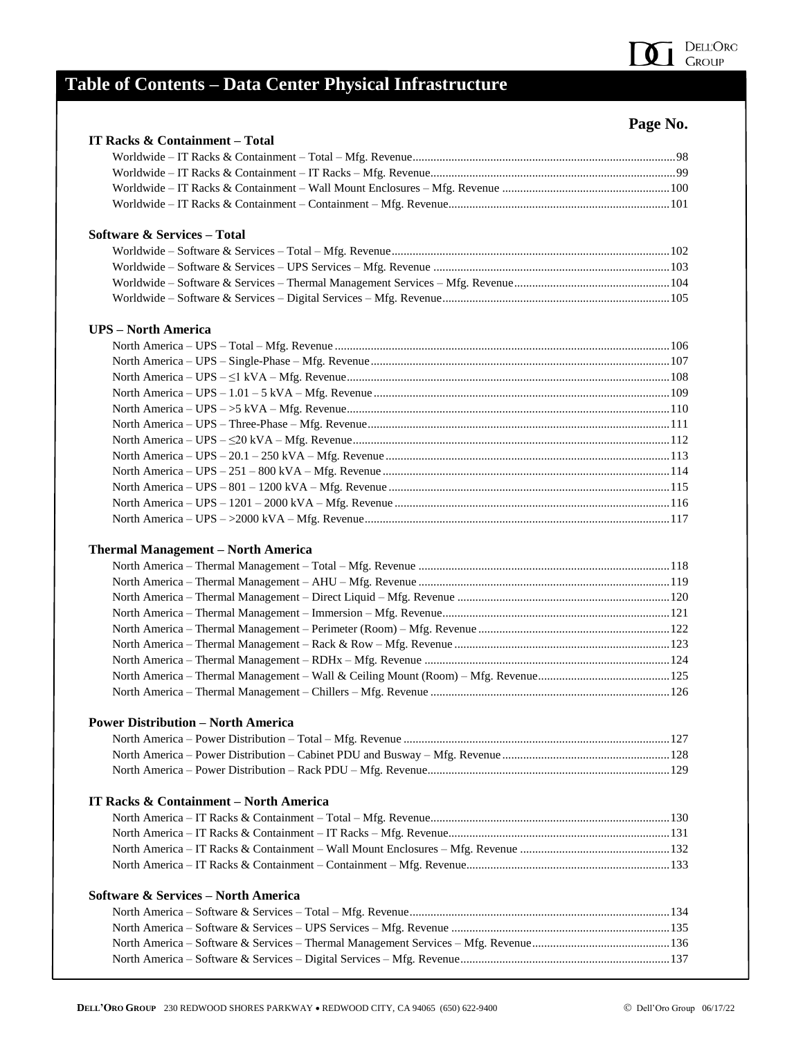# Table of Contents – Data Center Physical Infrastructure

**Page No.**

### IT Racks & Containment – Total

- Worldwide – IT Racks & Containment – Total – Mfg. Revenue ....... 98
- Worldwide – IT Racks & Containment – IT Racks – Mfg. Revenue ....... 99
- Worldwide – IT Racks & Containment – Wall Mount Enclosures – Mfg. Revenue ....... 100
- Worldwide – IT Racks & Containment – Containment – Mfg. Revenue ....... 101

### Software & Services – Total

- Worldwide – Software & Services – Total – Mfg. Revenue ....... 102
- Worldwide – Software & Services – UPS Services – Mfg. Revenue ....... 103
- Worldwide – Software & Services – Thermal Management Services – Mfg. Revenue ....... 104
- Worldwide – Software & Services – Digital Services – Mfg. Revenue ....... 105

### UPS – North America

- North America – UPS – Total – Mfg. Revenue ....... 106
- North America – UPS – Single-Phase – Mfg. Revenue ....... 107
- North America – UPS – ≤1 kVA – Mfg. Revenue ....... 108
- North America – UPS – 1.01 – 5 kVA – Mfg. Revenue ....... 109
- North America – UPS – >5 kVA – Mfg. Revenue ....... 110
- North America – UPS – Three-Phase – Mfg. Revenue ....... 111
- North America – UPS – ≤20 kVA – Mfg. Revenue ....... 112
- North America – UPS – 20.1 – 250 kVA – Mfg. Revenue ....... 113
- North America – UPS – 251 – 800 kVA – Mfg. Revenue ....... 114
- North America – UPS – 801 – 1200 kVA – Mfg. Revenue ....... 115
- North America – UPS – 1201 – 2000 kVA – Mfg. Revenue ....... 116
- North America – UPS – >2000 kVA – Mfg. Revenue ....... 117

### Thermal Management – North America

- North America – Thermal Management – Total – Mfg. Revenue ....... 118
- North America – Thermal Management – AHU – Mfg. Revenue ....... 119
- North America – Thermal Management – Direct Liquid – Mfg. Revenue ....... 120
- North America – Thermal Management – Immersion – Mfg. Revenue ....... 121
- North America – Thermal Management – Perimeter (Room) – Mfg. Revenue ....... 122
- North America – Thermal Management – Rack & Row – Mfg. Revenue ....... 123
- North America – Thermal Management – RDHx – Mfg. Revenue ....... 124
- North America – Thermal Management – Wall & Ceiling Mount (Room) – Mfg. Revenue ....... 125
- North America – Thermal Management – Chillers – Mfg. Revenue ....... 126

### Power Distribution – North America

- North America – Power Distribution – Total – Mfg. Revenue ....... 127
- North America – Power Distribution – Cabinet PDU and Busway – Mfg. Revenue ....... 128
- North America – Power Distribution – Rack PDU – Mfg. Revenue ....... 129

### IT Racks & Containment – North America

- North America – IT Racks & Containment – Total – Mfg. Revenue ....... 130
- North America – IT Racks & Containment – IT Racks – Mfg. Revenue ....... 131
- North America – IT Racks & Containment – Wall Mount Enclosures – Mfg. Revenue ....... 132
- North America – IT Racks & Containment – Containment – Mfg. Revenue ....... 133

### Software & Services – North America

- North America – Software & Services – Total – Mfg. Revenue ....... 134
- North America – Software & Services – UPS Services – Mfg. Revenue ....... 135
- North America – Software & Services – Thermal Management Services – Mfg. Revenue ....... 136
- North America – Software & Services – Digital Services – Mfg. Revenue ....... 137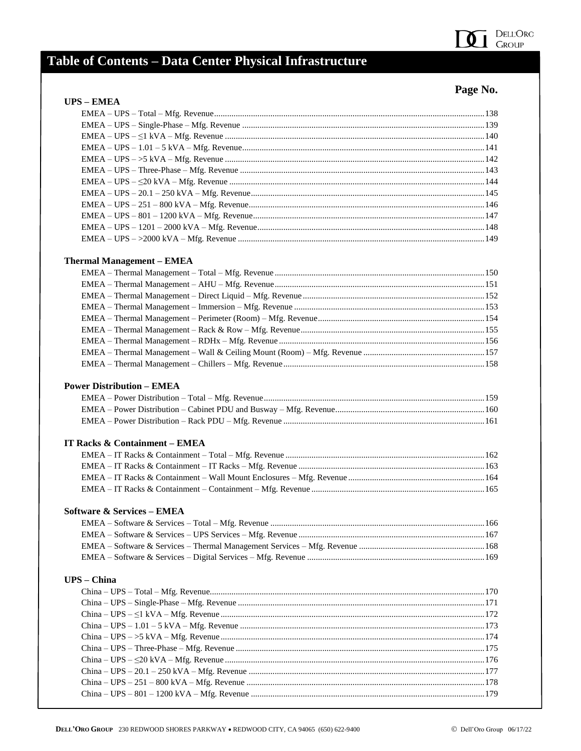# Table of Contents – Data Center Physical Infrastructure

**Page No.**

### UPS – EMEA

| | |
|---|---|
| EMEA – UPS – Total – Mfg. Revenue | 138 |
| EMEA – UPS – Single-Phase – Mfg. Revenue | 139 |
| EMEA – UPS – ≤1 kVA – Mfg. Revenue | 140 |
| EMEA – UPS – 1.01 – 5 kVA – Mfg. Revenue | 141 |
| EMEA – UPS – >5 kVA – Mfg. Revenue | 142 |
| EMEA – UPS – Three-Phase – Mfg. Revenue | 143 |
| EMEA – UPS – ≤20 kVA – Mfg. Revenue | 144 |
| EMEA – UPS – 20.1 – 250 kVA – Mfg. Revenue | 145 |
| EMEA – UPS – 251 – 800 kVA – Mfg. Revenue | 146 |
| EMEA – UPS – 801 – 1200 kVA – Mfg. Revenue | 147 |
| EMEA – UPS – 1201 – 2000 kVA – Mfg. Revenue | 148 |
| EMEA – UPS – >2000 kVA – Mfg. Revenue | 149 |

### Thermal Management – EMEA

| | |
|---|---|
| EMEA – Thermal Management – Total – Mfg. Revenue | 150 |
| EMEA – Thermal Management – AHU – Mfg. Revenue | 151 |
| EMEA – Thermal Management – Direct Liquid – Mfg. Revenue | 152 |
| EMEA – Thermal Management – Immersion – Mfg. Revenue | 153 |
| EMEA – Thermal Management – Perimeter (Room) – Mfg. Revenue | 154 |
| EMEA – Thermal Management – Rack & Row – Mfg. Revenue | 155 |
| EMEA – Thermal Management – RDHx – Mfg. Revenue | 156 |
| EMEA – Thermal Management – Wall & Ceiling Mount (Room) – Mfg. Revenue | 157 |
| EMEA – Thermal Management – Chillers – Mfg. Revenue | 158 |

### Power Distribution – EMEA

| | |
|---|---|
| EMEA – Power Distribution – Total – Mfg. Revenue | 159 |
| EMEA – Power Distribution – Cabinet PDU and Busway – Mfg. Revenue | 160 |
| EMEA – Power Distribution – Rack PDU – Mfg. Revenue | 161 |

### IT Racks & Containment – EMEA

| | |
|---|---|
| EMEA – IT Racks & Containment – Total – Mfg. Revenue | 162 |
| EMEA – IT Racks & Containment – IT Racks – Mfg. Revenue | 163 |
| EMEA – IT Racks & Containment – Wall Mount Enclosures – Mfg. Revenue | 164 |
| EMEA – IT Racks & Containment – Containment – Mfg. Revenue | 165 |

### Software & Services – EMEA

| | |
|---|---|
| EMEA – Software & Services – Total – Mfg. Revenue | 166 |
| EMEA – Software & Services – UPS Services – Mfg. Revenue | 167 |
| EMEA – Software & Services – Thermal Management Services – Mfg. Revenue | 168 |
| EMEA – Software & Services – Digital Services – Mfg. Revenue | 169 |

### UPS – China

| | |
|---|---|
| China – UPS – Total – Mfg. Revenue | 170 |
| China – UPS – Single-Phase – Mfg. Revenue | 171 |
| China – UPS – ≤1 kVA – Mfg. Revenue | 172 |
| China – UPS – 1.01 – 5 kVA – Mfg. Revenue | 173 |
| China – UPS – >5 kVA – Mfg. Revenue | 174 |
| China – UPS – Three-Phase – Mfg. Revenue | 175 |
| China – UPS – ≤20 kVA – Mfg. Revenue | 176 |
| China – UPS – 20.1 – 250 kVA – Mfg. Revenue | 177 |
| China – UPS – 251 – 800 kVA – Mfg. Revenue | 178 |
| China – UPS – 801 – 1200 kVA – Mfg. Revenue | 179 |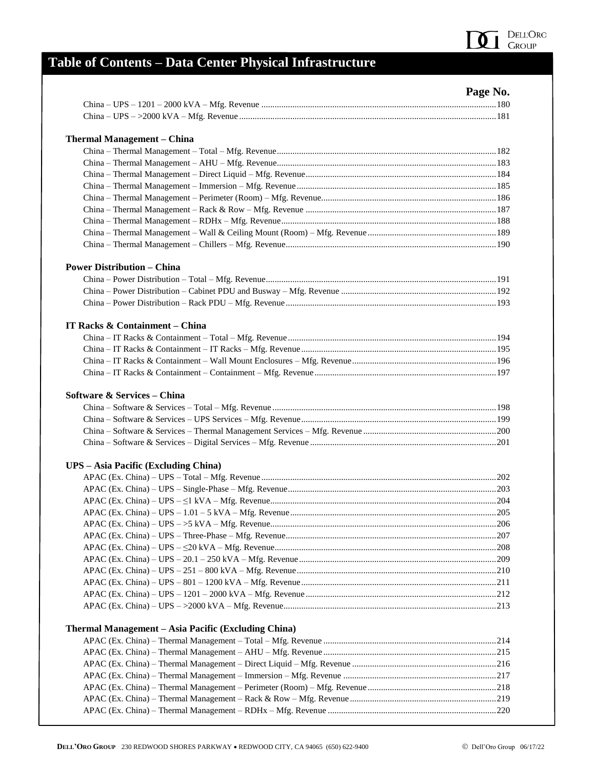# Table of Contents – Data Center Physical Infrastructure

| | Page No. |
|---|---|
| China – UPS – 1201 – 2000 kVA – Mfg. Revenue | 180 |
| China – UPS – >2000 kVA – Mfg. Revenue | 181 |
| **Thermal Management – China** | |
| China – Thermal Management – Total – Mfg. Revenue | 182 |
| China – Thermal Management – AHU – Mfg. Revenue | 183 |
| China – Thermal Management – Direct Liquid – Mfg. Revenue | 184 |
| China – Thermal Management – Immersion – Mfg. Revenue | 185 |
| China – Thermal Management – Perimeter (Room) – Mfg. Revenue | 186 |
| China – Thermal Management – Rack & Row – Mfg. Revenue | 187 |
| China – Thermal Management – RDHx – Mfg. Revenue | 188 |
| China – Thermal Management – Wall & Ceiling Mount (Room) – Mfg. Revenue | 189 |
| China – Thermal Management – Chillers – Mfg. Revenue | 190 |
| **Power Distribution – China** | |
| China – Power Distribution – Total – Mfg. Revenue | 191 |
| China – Power Distribution – Cabinet PDU and Busway – Mfg. Revenue | 192 |
| China – Power Distribution – Rack PDU – Mfg. Revenue | 193 |
| **IT Racks & Containment – China** | |
| China – IT Racks & Containment – Total – Mfg. Revenue | 194 |
| China – IT Racks & Containment – IT Racks – Mfg. Revenue | 195 |
| China – IT Racks & Containment – Wall Mount Enclosures – Mfg. Revenue | 196 |
| China – IT Racks & Containment – Containment – Mfg. Revenue | 197 |
| **Software & Services – China** | |
| China – Software & Services – Total – Mfg. Revenue | 198 |
| China – Software & Services – UPS Services – Mfg. Revenue | 199 |
| China – Software & Services – Thermal Management Services – Mfg. Revenue | 200 |
| China – Software & Services – Digital Services – Mfg. Revenue | 201 |
| **UPS – Asia Pacific (Excluding China)** | |
| APAC (Ex. China) – UPS – Total – Mfg. Revenue | 202 |
| APAC (Ex. China) – UPS – Single-Phase – Mfg. Revenue | 203 |
| APAC (Ex. China) – UPS – ≤1 kVA – Mfg. Revenue | 204 |
| APAC (Ex. China) – UPS – 1.01 – 5 kVA – Mfg. Revenue | 205 |
| APAC (Ex. China) – UPS – >5 kVA – Mfg. Revenue | 206 |
| APAC (Ex. China) – UPS – Three-Phase – Mfg. Revenue | 207 |
| APAC (Ex. China) – UPS – ≤20 kVA – Mfg. Revenue | 208 |
| APAC (Ex. China) – UPS – 20.1 – 250 kVA – Mfg. Revenue | 209 |
| APAC (Ex. China) – UPS – 251 – 800 kVA – Mfg. Revenue | 210 |
| APAC (Ex. China) – UPS – 801 – 1200 kVA – Mfg. Revenue | 211 |
| APAC (Ex. China) – UPS – 1201 – 2000 kVA – Mfg. Revenue | 212 |
| APAC (Ex. China) – UPS – >2000 kVA – Mfg. Revenue | 213 |
| **Thermal Management – Asia Pacific (Excluding China)** | |
| APAC (Ex. China) – Thermal Management – Total – Mfg. Revenue | 214 |
| APAC (Ex. China) – Thermal Management – AHU – Mfg. Revenue | 215 |
| APAC (Ex. China) – Thermal Management – Direct Liquid – Mfg. Revenue | 216 |
| APAC (Ex. China) – Thermal Management – Immersion – Mfg. Revenue | 217 |
| APAC (Ex. China) – Thermal Management – Perimeter (Room) – Mfg. Revenue | 218 |
| APAC (Ex. China) – Thermal Management – Rack & Row – Mfg. Revenue | 219 |
| APAC (Ex. China) – Thermal Management – RDHx – Mfg. Revenue | 220 |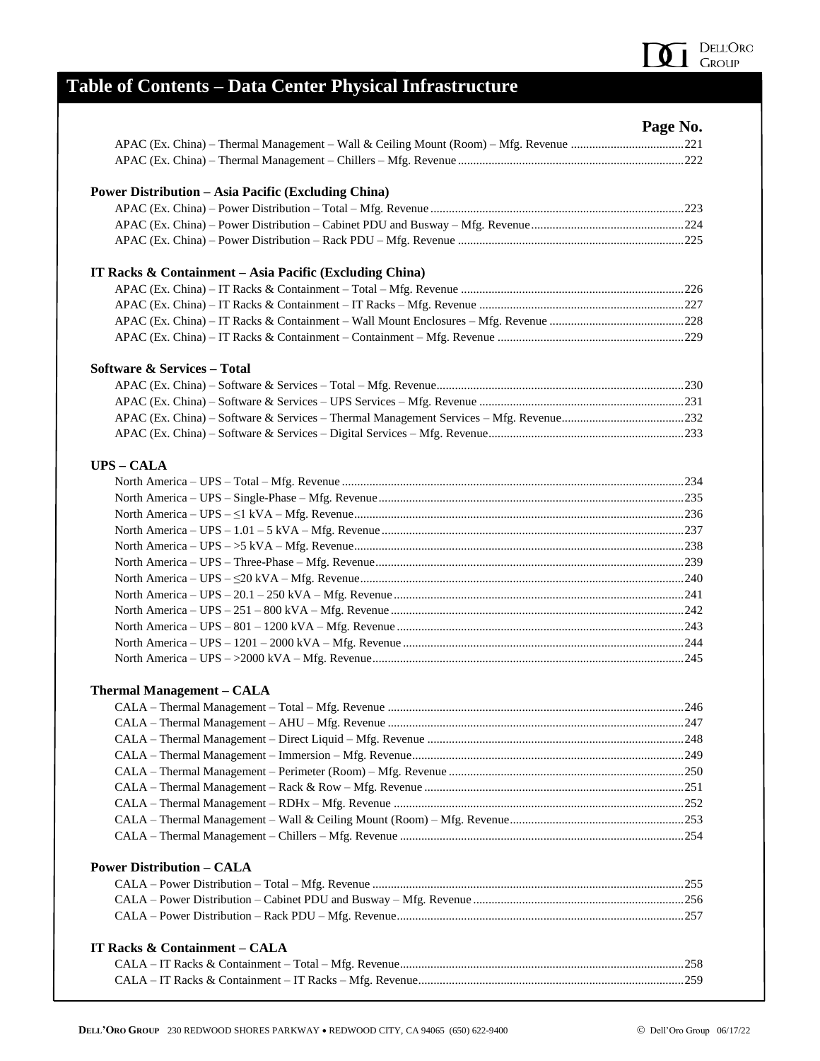# Table of Contents – Data Center Physical Infrastructure

**Page No.**

APAC (Ex. China) – Thermal Management – Wall & Ceiling Mount (Room) – Mfg. Revenue ....................................221
APAC (Ex. China) – Thermal Management – Chillers – Mfg. Revenue ....................................222

**Power Distribution – Asia Pacific (Excluding China)**

APAC (Ex. China) – Power Distribution – Total – Mfg. Revenue ....................................223
APAC (Ex. China) – Power Distribution – Cabinet PDU and Busway – Mfg. Revenue ....................................224
APAC (Ex. China) – Power Distribution – Rack PDU – Mfg. Revenue ....................................225

**IT Racks & Containment – Asia Pacific (Excluding China)**

APAC (Ex. China) – IT Racks & Containment – Total – Mfg. Revenue ....................................226
APAC (Ex. China) – IT Racks & Containment – IT Racks – Mfg. Revenue ....................................227
APAC (Ex. China) – IT Racks & Containment – Wall Mount Enclosures – Mfg. Revenue ....................................228
APAC (Ex. China) – IT Racks & Containment – Containment – Mfg. Revenue ....................................229

**Software & Services – Total**

APAC (Ex. China) – Software & Services – Total – Mfg. Revenue ....................................230
APAC (Ex. China) – Software & Services – UPS Services – Mfg. Revenue ....................................231
APAC (Ex. China) – Software & Services – Thermal Management Services – Mfg. Revenue ....................................232
APAC (Ex. China) – Software & Services – Digital Services – Mfg. Revenue ....................................233

**UPS – CALA**

North America – UPS – Total – Mfg. Revenue ....................................234
North America – UPS – Single-Phase – Mfg. Revenue ....................................235
North America – UPS – ≤1 kVA – Mfg. Revenue ....................................236
North America – UPS – 1.01 – 5 kVA – Mfg. Revenue ....................................237
North America – UPS – >5 kVA – Mfg. Revenue ....................................238
North America – UPS – Three-Phase – Mfg. Revenue ....................................239
North America – UPS – ≤20 kVA – Mfg. Revenue ....................................240
North America – UPS – 20.1 – 250 kVA – Mfg. Revenue ....................................241
North America – UPS – 251 – 800 kVA – Mfg. Revenue ....................................242
North America – UPS – 801 – 1200 kVA – Mfg. Revenue ....................................243
North America – UPS – 1201 – 2000 kVA – Mfg. Revenue ....................................244
North America – UPS – >2000 kVA – Mfg. Revenue ....................................245

**Thermal Management – CALA**

CALA – Thermal Management – Total – Mfg. Revenue ....................................246
CALA – Thermal Management – AHU – Mfg. Revenue ....................................247
CALA – Thermal Management – Direct Liquid – Mfg. Revenue ....................................248
CALA – Thermal Management – Immersion – Mfg. Revenue ....................................249
CALA – Thermal Management – Perimeter (Room) – Mfg. Revenue ....................................250
CALA – Thermal Management – Rack & Row – Mfg. Revenue ....................................251
CALA – Thermal Management – RDHx – Mfg. Revenue ....................................252
CALA – Thermal Management – Wall & Ceiling Mount (Room) – Mfg. Revenue ....................................253
CALA – Thermal Management – Chillers – Mfg. Revenue ....................................254

**Power Distribution – CALA**

CALA – Power Distribution – Total – Mfg. Revenue ....................................255
CALA – Power Distribution – Cabinet PDU and Busway – Mfg. Revenue ....................................256
CALA – Power Distribution – Rack PDU – Mfg. Revenue ....................................257

**IT Racks & Containment – CALA**

CALA – IT Racks & Containment – Total – Mfg. Revenue ....................................258
CALA – IT Racks & Containment – IT Racks – Mfg. Revenue ....................................259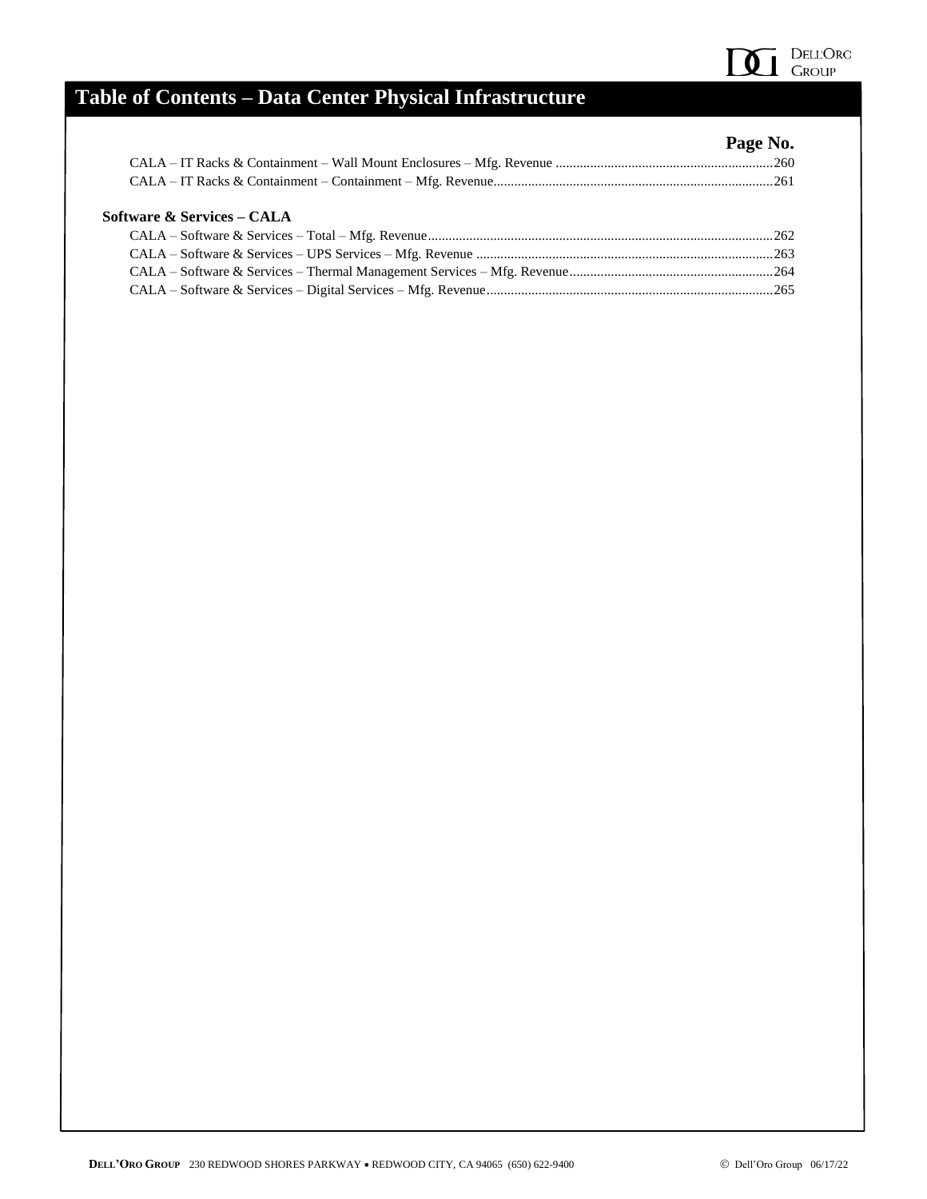# Table of Contents – Data Center Physical Infrastructure

**Page No.**

CALA – IT Racks & Containment – Wall Mount Enclosures – Mfg. Revenue ............ 260
CALA – IT Racks & Containment – Containment – Mfg. Revenue ............ 261

**Software & Services – CALA**

CALA – Software & Services – Total – Mfg. Revenue ............ 262
CALA – Software & Services – UPS Services – Mfg. Revenue ............ 263
CALA – Software & Services – Thermal Management Services – Mfg. Revenue ............ 264
CALA – Software & Services – Digital Services – Mfg. Revenue ............ 265